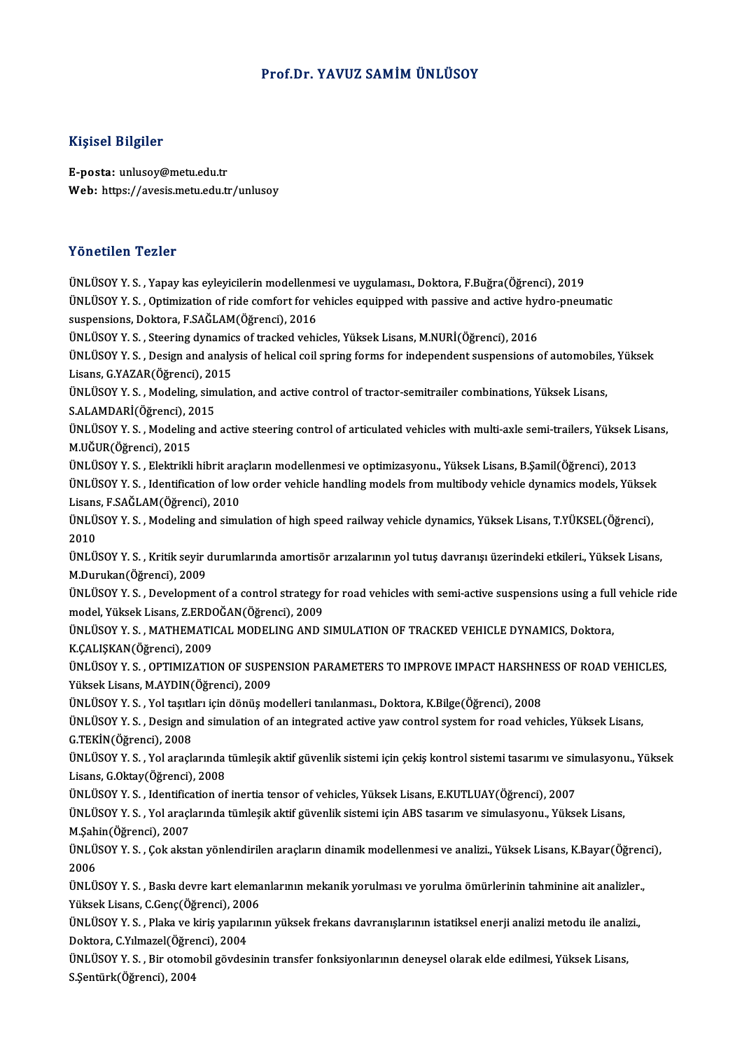# Prof.Dr. YAVUZ SAMİM ÜNLÜSOY

## Kişisel Bilgiler

**E-posta:** unlusoy@metu.edu.tr
**Web:** https://avesis.metu.edu.tr/unlusoy

## Yönetilen Tezler

ÜNLÜSOY Y. S. , Yapay kas eyleyicilerin modellenmesi ve uygulaması., Doktora, F.Buğra(Öğrenci), 2019

ÜNLÜSOY Y. S. , Optimization of ride comfort for vehicles equipped with passive and active hydro-pneumatic suspensions, Doktora, F.SAĞLAM(Öğrenci), 2016

ÜNLÜSOY Y. S. , Steering dynamics of tracked vehicles, Yüksek Lisans, M.NURİ(Öğrenci), 2016

ÜNLÜSOY Y. S. , Design and analysis of helical coil spring forms for independent suspensions of automobiles, Yüksek Lisans, G.YAZAR(Öğrenci), 2015

ÜNLÜSOY Y. S. , Modeling, simulation, and active control of tractor-semitrailer combinations, Yüksek Lisans, S.ALAMDARİ(Öğrenci), 2015

ÜNLÜSOY Y. S. , Modeling and active steering control of articulated vehicles with multi-axle semi-trailers, Yüksek Lisans, M.UĞUR(Öğrenci), 2015

ÜNLÜSOY Y. S. , Elektrikli hibrit araçların modellenmesi ve optimizasyonu., Yüksek Lisans, B.Şamil(Öğrenci), 2013

ÜNLÜSOY Y. S. , Identification of low order vehicle handling models from multibody vehicle dynamics models, Yüksek Lisans, F.SAĞLAM(Öğrenci), 2010

ÜNLÜSOY Y. S. , Modeling and simulation of high speed railway vehicle dynamics, Yüksek Lisans, T.YÜKSEL(Öğrenci), 2010

ÜNLÜSOY Y. S. , Kritik seyir durumlarında amortisör arızalarının yol tutuş davranışı üzerindeki etkileri., Yüksek Lisans, M.Durukan(Öğrenci), 2009

ÜNLÜSOY Y. S. , Development of a control strategy for road vehicles with semi-active suspensions using a full vehicle ride model, Yüksek Lisans, Z.ERDOĞAN(Öğrenci), 2009

ÜNLÜSOY Y. S. , MATHEMATICAL MODELING AND SIMULATION OF TRACKED VEHICLE DYNAMICS, Doktora, K.ÇALIŞKAN(Öğrenci), 2009

ÜNLÜSOY Y. S. , OPTIMIZATION OF SUSPENSION PARAMETERS TO IMPROVE IMPACT HARSHNESS OF ROAD VEHICLES, Yüksek Lisans, M.AYDIN(Öğrenci), 2009

ÜNLÜSOY Y. S. , Yol taşıtları için dönüş modelleri tanılanması., Doktora, K.Bilge(Öğrenci), 2008

ÜNLÜSOY Y. S. , Design and simulation of an integrated active yaw control system for road vehicles, Yüksek Lisans, G.TEKİN(Öğrenci), 2008

ÜNLÜSOY Y. S. , Yol araçlarında tümleşik aktif güvenlik sistemi için çekiş kontrol sistemi tasarımı ve simulasyonu., Yüksek Lisans, G.Oktay(Öğrenci), 2008

ÜNLÜSOY Y. S. , Identification of inertia tensor of vehicles, Yüksek Lisans, E.KUTLUAY(Öğrenci), 2007

ÜNLÜSOY Y. S. , Yol araçlarında tümleşik aktif güvenlik sistemi için ABS tasarım ve simulasyonu., Yüksek Lisans, M.Şahin(Öğrenci), 2007

ÜNLÜSOY Y. S. , Çok akstan yönlendirilen araçların dinamik modellenmesi ve analizi., Yüksek Lisans, K.Bayar(Öğrenci), 2006

ÜNLÜSOY Y. S. , Baskı devre kart elemanlarının mekanik yorulması ve yorulma ömürlerinin tahminine ait analizler., Yüksek Lisans, C.Genç(Öğrenci), 2006

ÜNLÜSOY Y. S. , Plaka ve kiriş yapılarının yüksek frekans davranışlarının istatiksel enerji analizi metodu ile analizi., Doktora, C.Yılmazel(Öğrenci), 2004

ÜNLÜSOY Y. S. , Bir otomobil gövdesinin transfer fonksiyonlarının deneysel olarak elde edilmesi, Yüksek Lisans, S.Şentürk(Öğrenci), 2004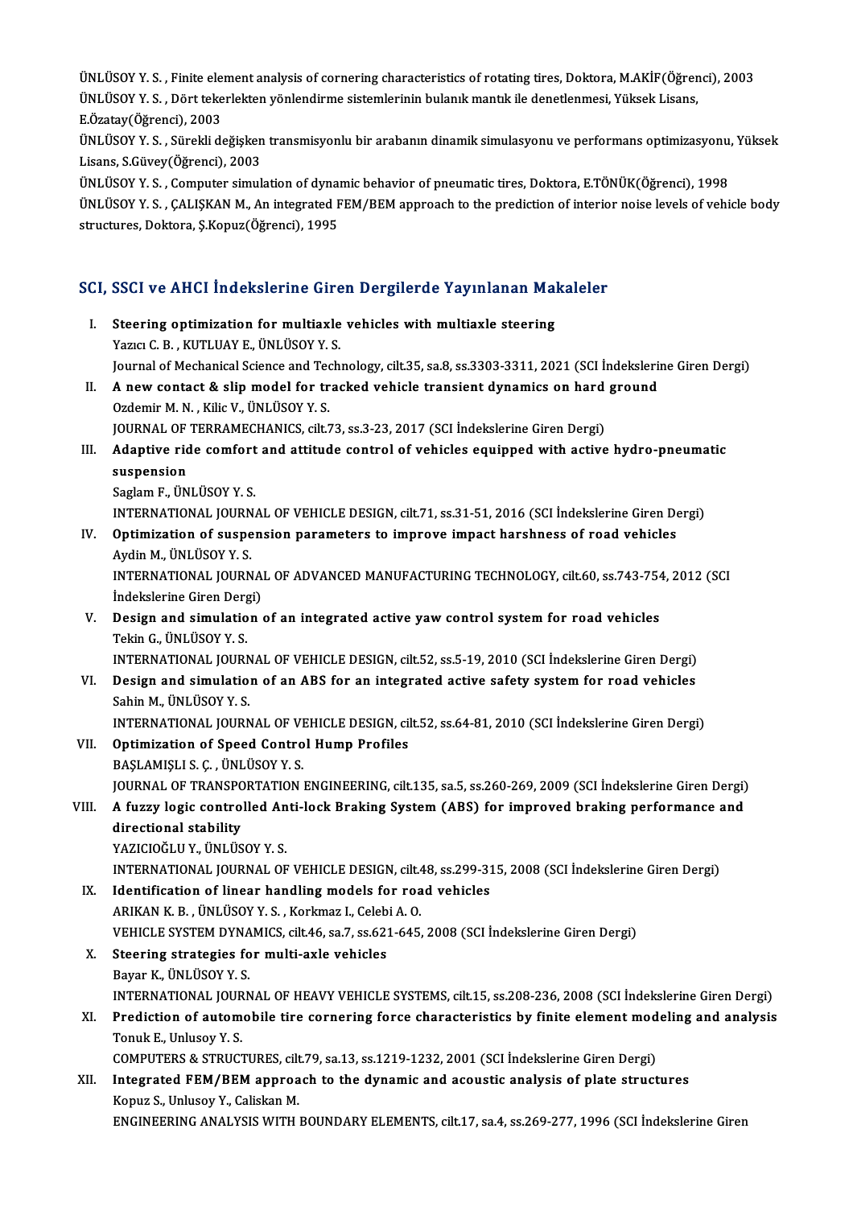ÜNLÜSOY Y. S. , Finite element analysis of cornering characteristics of rotating tires, Doktora, M.AKİF(Öğrenci), 2003

ÜNLÜSOY Y. S. , Dört tekerlekten yönlendirme sistemlerinin bulanık mantık ile denetlenmesi, Yüksek Lisans, E.Özatay(Öğrenci), 2003

ÜNLÜSOY Y. S. , Sürekli değişken transmisyonlu bir arabanın dinamik simulasyonu ve performans optimizasyonu, Yüksek Lisans, S.Güvey(Öğrenci), 2003

ÜNLÜSOY Y. S. , Computer simulation of dynamic behavior of pneumatic tires, Doktora, E.TÖNÜK(Öğrenci), 1998

ÜNLÜSOY Y. S. , ÇALIŞKAN M., An integrated FEM/BEM approach to the prediction of interior noise levels of vehicle body structures, Doktora, Ş.Kopuz(Öğrenci), 1995

## SCI, SSCI ve AHCI İndekslerine Giren Dergilerde Yayınlanan Makaleler

I. **Steering optimization for multiaxle vehicles with multiaxle steering**
Yazıcı C. B. , KUTLUAY E., ÜNLÜSOY Y. S.
Journal of Mechanical Science and Technology, cilt.35, sa.8, ss.3303-3311, 2021 (SCI İndekslerine Giren Dergi)

II. **A new contact & slip model for tracked vehicle transient dynamics on hard ground**
Ozdemir M. N. , Kilic V., ÜNLÜSOY Y. S.
JOURNAL OF TERRAMECHANICS, cilt.73, ss.3-23, 2017 (SCI İndekslerine Giren Dergi)

III. **Adaptive ride comfort and attitude control of vehicles equipped with active hydro-pneumatic suspension**
Saglam F., ÜNLÜSOY Y. S.
INTERNATIONAL JOURNAL OF VEHICLE DESIGN, cilt.71, ss.31-51, 2016 (SCI İndekslerine Giren Dergi)

IV. **Optimization of suspension parameters to improve impact harshness of road vehicles**
Aydin M., ÜNLÜSOY Y. S.
INTERNATIONAL JOURNAL OF ADVANCED MANUFACTURING TECHNOLOGY, cilt.60, ss.743-754, 2012 (SCI İndekslerine Giren Dergi)

V. **Design and simulation of an integrated active yaw control system for road vehicles**
Tekin G., ÜNLÜSOY Y. S.
INTERNATIONAL JOURNAL OF VEHICLE DESIGN, cilt.52, ss.5-19, 2010 (SCI İndekslerine Giren Dergi)

VI. **Design and simulation of an ABS for an integrated active safety system for road vehicles**
Sahin M., ÜNLÜSOY Y. S.
INTERNATIONAL JOURNAL OF VEHICLE DESIGN, cilt.52, ss.64-81, 2010 (SCI İndekslerine Giren Dergi)

VII. **Optimization of Speed Control Hump Profiles**
BAŞLAMIŞLI S. Ç. , ÜNLÜSOY Y. S.
JOURNAL OF TRANSPORTATION ENGINEERING, cilt.135, sa.5, ss.260-269, 2009 (SCI İndekslerine Giren Dergi)

VIII. **A fuzzy logic controlled Anti-lock Braking System (ABS) for improved braking performance and directional stability**
YAZICIOĞLU Y., ÜNLÜSOY Y. S.
INTERNATIONAL JOURNAL OF VEHICLE DESIGN, cilt.48, ss.299-315, 2008 (SCI İndekslerine Giren Dergi)

IX. **Identification of linear handling models for road vehicles**
ARIKAN K. B. , ÜNLÜSOY Y. S. , Korkmaz I., Celebi A. O.
VEHICLE SYSTEM DYNAMICS, cilt.46, sa.7, ss.621-645, 2008 (SCI İndekslerine Giren Dergi)

X. **Steering strategies for multi-axle vehicles**
Bayar K., ÜNLÜSOY Y. S.
INTERNATIONAL JOURNAL OF HEAVY VEHICLE SYSTEMS, cilt.15, ss.208-236, 2008 (SCI İndekslerine Giren Dergi)

XI. **Prediction of automobile tire cornering force characteristics by finite element modeling and analysis**
Tonuk E., Unlusoy Y. S.
COMPUTERS & STRUCTURES, cilt.79, sa.13, ss.1219-1232, 2001 (SCI İndekslerine Giren Dergi)

XII. **Integrated FEM/BEM approach to the dynamic and acoustic analysis of plate structures**
Kopuz S., Unlusoy Y., Caliskan M.
ENGINEERING ANALYSIS WITH BOUNDARY ELEMENTS, cilt.17, sa.4, ss.269-277, 1996 (SCI İndekslerine Giren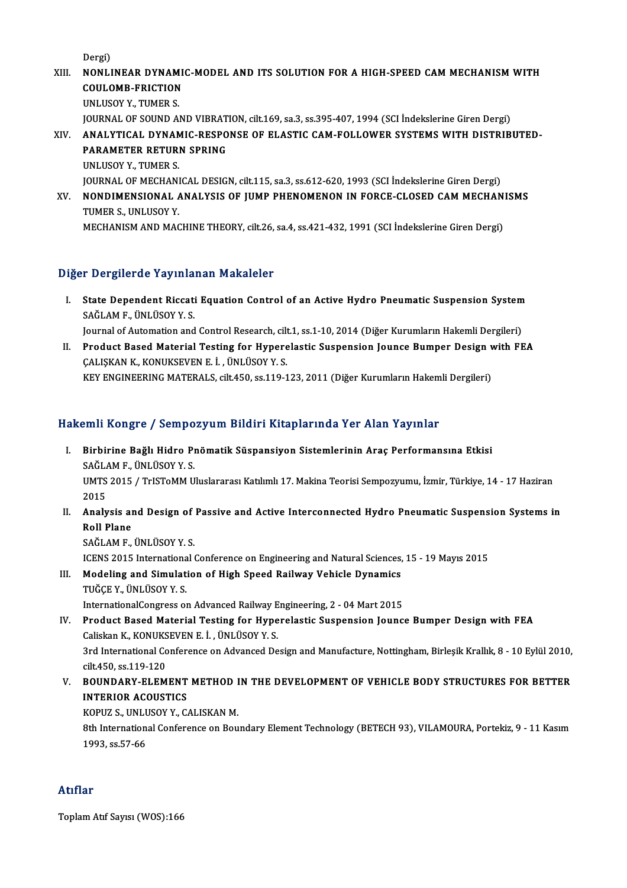Dergi)

XIII. **NONLINEAR DYNAMIC-MODEL AND ITS SOLUTION FOR A HIGH-SPEED CAM MECHANISM WITH COULOMB-FRICTION**
UNLUSOY Y., TUMER S.
JOURNAL OF SOUND AND VIBRATION, cilt.169, sa.3, ss.395-407, 1994 (SCI İndekslerine Giren Dergi)

XIV. **ANALYTICAL DYNAMIC-RESPONSE OF ELASTIC CAM-FOLLOWER SYSTEMS WITH DISTRIBUTED-PARAMETER RETURN SPRING**
UNLUSOY Y., TUMER S.
JOURNAL OF MECHANICAL DESIGN, cilt.115, sa.3, ss.612-620, 1993 (SCI İndekslerine Giren Dergi)

XV. **NONDIMENSIONAL ANALYSIS OF JUMP PHENOMENON IN FORCE-CLOSED CAM MECHANISMS**
TUMER S., UNLUSOY Y.
MECHANISM AND MACHINE THEORY, cilt.26, sa.4, ss.421-432, 1991 (SCI İndekslerine Giren Dergi)

## Diğer Dergilerde Yayınlanan Makaleler

I. **State Dependent Riccati Equation Control of an Active Hydro Pneumatic Suspension System**
SAĞLAM F., ÜNLÜSOY Y. S.
Journal of Automation and Control Research, cilt.1, ss.1-10, 2014 (Diğer Kurumların Hakemli Dergileri)

II. **Product Based Material Testing for Hyperelastic Suspension Jounce Bumper Design with FEA**
ÇALIŞKAN K., KONUKSEVEN E. İ. , ÜNLÜSOY Y. S.
KEY ENGINEERING MATERALS, cilt.450, ss.119-123, 2011 (Diğer Kurumların Hakemli Dergileri)

## Hakemli Kongre / Sempozyum Bildiri Kitaplarında Yer Alan Yayınlar

I. **Birbirine Bağlı Hidro Pnömatik Süspansiyon Sistemlerinin Araç Performansına Etkisi**
SAĞLAM F., ÜNLÜSOY Y. S.
UMTS 2015 / TrISToMM Uluslararası Katılımlı 17. Makina Teorisi Sempozyumu, İzmir, Türkiye, 14 - 17 Haziran 2015

II. **Analysis and Design of Passive and Active Interconnected Hydro Pneumatic Suspension Systems in Roll Plane**
SAĞLAM F., ÜNLÜSOY Y. S.
ICENS 2015 International Conference on Engineering and Natural Sciences, 15 - 19 Mayıs 2015

III. **Modeling and Simulation of High Speed Railway Vehicle Dynamics**
TUĞÇE Y., ÜNLÜSOY Y. S.
InternationalCongress on Advanced Railway Engineering, 2 - 04 Mart 2015

IV. **Product Based Material Testing for Hyperelastic Suspension Jounce Bumper Design with FEA**
Caliskan K., KONUKSEVEN E. İ. , ÜNLÜSOY Y. S.
3rd International Conference on Advanced Design and Manufacture, Nottingham, Birleşik Krallık, 8 - 10 Eylül 2010, cilt.450, ss.119-120

V. **BOUNDARY-ELEMENT METHOD IN THE DEVELOPMENT OF VEHICLE BODY STRUCTURES FOR BETTER INTERIOR ACOUSTICS**
KOPUZ S., UNLUSOY Y., CALISKAN M.
8th International Conference on Boundary Element Technology (BETECH 93), VILAMOURA, Portekiz, 9 - 11 Kasım 1993, ss.57-66

## Atıflar

Toplam Atıf Sayısı (WOS):166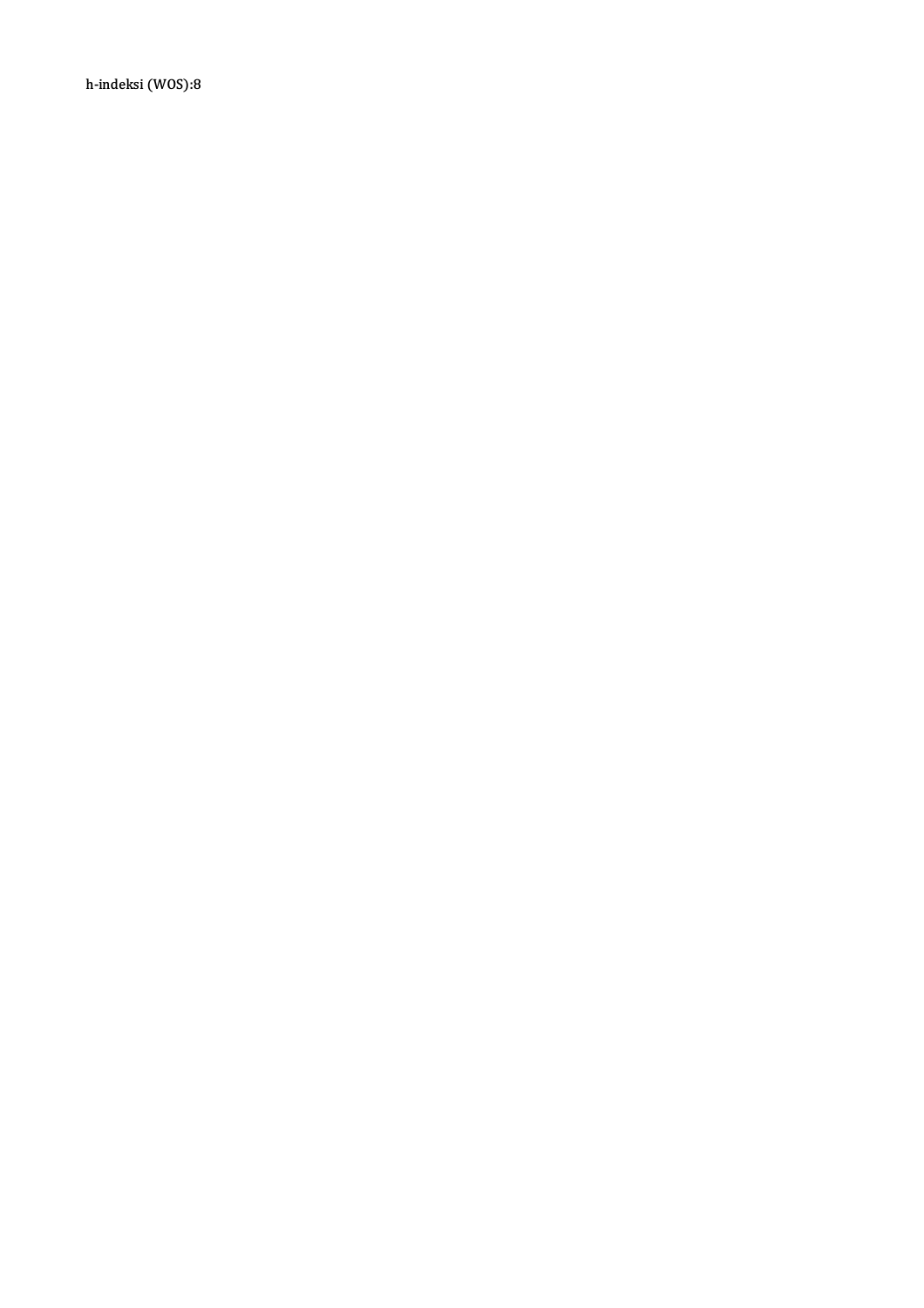h-indeksi (WOS):8